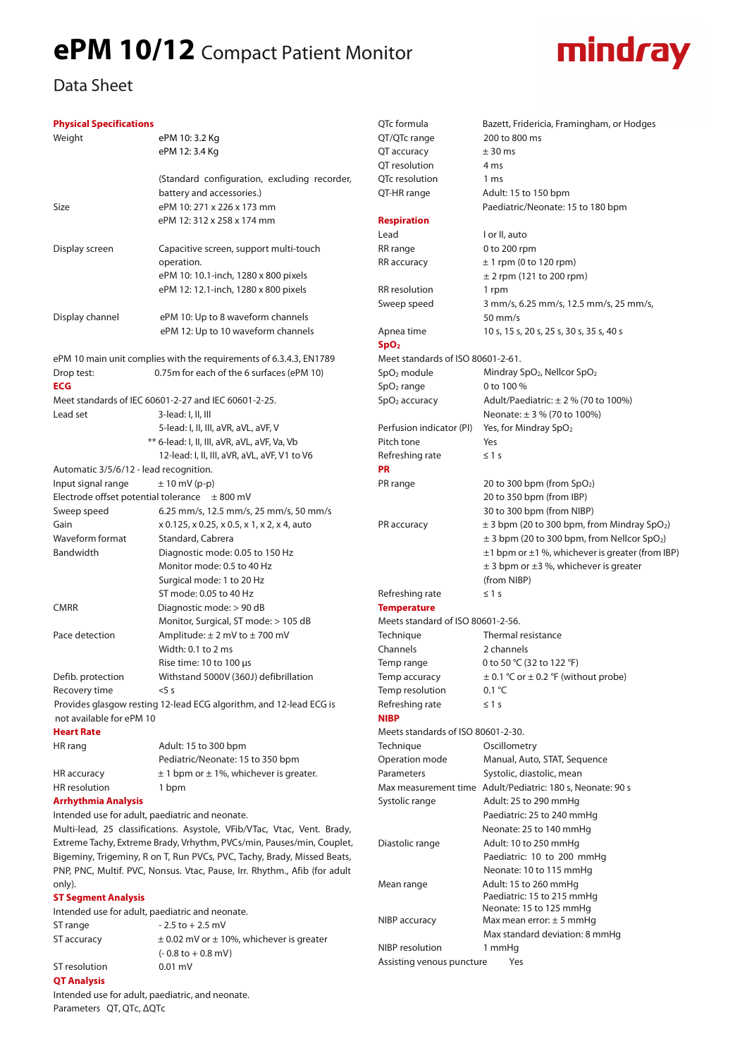# ePM 10/12 Compact Patient Monitor

## Data Sheet

### Physical Specifications

| | |
|---|---|
| Weight | ePM 10: 3.2 Kg<br>ePM 12: 3.4 Kg<br><br>(Standard configuration, excluding recorder, battery and accessories.) |
| Size | ePM 10: 271 x 226 x 173 mm<br>ePM 12: 312 x 258 x 174 mm |
| Display screen | Capacitive screen, support multi-touch operation.<br>ePM 10: 10.1-inch, 1280 x 800 pixels<br>ePM 12: 12.1-inch, 1280 x 800 pixels |
| Display channel | ePM 10: Up to 8 waveform channels<br>ePM 12: Up to 10 waveform channels |

ePM 10 main unit complies with the requirements of 6.3.4.3, EN1789

Drop test: 0.75m for each of the 6 surfaces (ePM 10)

### ECG

Meet standards of IEC 60601-2-27 and IEC 60601-2-25.

| | |
|---|---|
| Lead set | 3-lead: I, II, III<br>5-lead: I, II, III, aVR, aVL, aVF, V<br>** 6-lead: I, II, III, aVR, aVL, aVF, Va, Vb<br>12-lead: I, II, III, aVR, aVL, aVF, V1 to V6 |

Automatic 3/5/6/12 - lead recognition.

| | |
|---|---|
| Input signal range | ± 10 mV (p-p) |
| Electrode offset potential tolerance | ± 800 mV |
| Sweep speed | 6.25 mm/s, 12.5 mm/s, 25 mm/s, 50 mm/s |
| Gain | x 0.125, x 0.25, x 0.5, x 1, x 2, x 4, auto |
| Waveform format | Standard, Cabrera |
| Bandwidth | Diagnostic mode: 0.05 to 150 Hz<br>Monitor mode: 0.5 to 40 Hz<br>Surgical mode: 1 to 20 Hz<br>ST mode: 0.05 to 40 Hz |
| CMRR | Diagnostic mode: > 90 dB<br>Monitor, Surgical, ST mode: > 105 dB |
| Pace detection | Amplitude: ± 2 mV to ± 700 mV<br>Width: 0.1 to 2 ms<br>Rise time: 10 to 100 μs |
| Defib. protection | Withstand 5000V (360J) defibrillation |
| Recovery time | <5 s |

Provides glasgow resting 12-lead ECG algorithm, and 12-lead ECG is not available for ePM 10

### Heart Rate

| | |
|---|---|
| HR rang | Adult: 15 to 300 bpm<br>Pediatric/Neonate: 15 to 350 bpm |
| HR accuracy | ± 1 bpm or ± 1%, whichever is greater. |
| HR resolution | 1 bpm |

### Arrhythmia Analysis

Intended use for adult, paediatric and neonate.

Multi-lead, 25 classifications. Asystole, VFib/VTac, Vtac, Vent. Brady, Extreme Tachy, Extreme Brady, Vrhythm, PVCs/min, Pauses/min, Couplet, Bigeminy, Trigeminy, R on T, Run PVCs, PVC, Tachy, Brady, Missed Beats, PNP, PNC, Multif. PVC, Nonsus. Vtac, Pause, Irr. Rhythm., Afib (for adult only).

### ST Segment Analysis

Intended use for adult, paediatric and neonate.

| | |
|---|---|
| ST range | - 2.5 to + 2.5 mV |
| ST accuracy | ± 0.02 mV or ± 10%, whichever is greater<br>(- 0.8 to + 0.8 mV) |
| ST resolution | 0.01 mV |

### QT Analysis

Intended use for adult, paediatric, and neonate.

Parameters QT, QTc, ΔQTc

| | |
|---|---|
| QTc formula | Bazett, Fridericia, Framingham, or Hodges |
| QT/QTc range | 200 to 800 ms |
| QT accuracy | ± 30 ms |
| QT resolution | 4 ms |
| QTc resolution | 1 ms |
| QT-HR range | Adult: 15 to 150 bpm<br>Paediatric/Neonate: 15 to 180 bpm |

### Respiration

| | |
|---|---|
| Lead | I or II, auto |
| RR range | 0 to 200 rpm |
| RR accuracy | ± 1 rpm (0 to 120 rpm)<br>± 2 rpm (121 to 200 rpm) |
| RR resolution | 1 rpm |
| Sweep speed | 3 mm/s, 6.25 mm/s, 12.5 mm/s, 25 mm/s, 50 mm/s |
| Apnea time | 10 s, 15 s, 20 s, 25 s, 30 s, 35 s, 40 s |

### $SpO_2$

Meet standards of ISO 80601-2-61.

| | |
|---|---|
| $SpO_2$ module | Mindray $SpO_2$, Nellcor $SpO_2$ |
| $SpO_2$ range | 0 to 100 % |
| $SpO_2$ accuracy | Adult/Paediatric: ± 2 % (70 to 100%)<br>Neonate: ± 3 % (70 to 100%) |
| Perfusion indicator (PI) | Yes, for Mindray $SpO_2$ |
| Pitch tone | Yes |
| Refreshing rate | ≤ 1 s |

### PR

| | |
|---|---|
| PR range | 20 to 300 bpm (from $SpO_2$)<br>20 to 350 bpm (from IBP)<br>30 to 300 bpm (from NIBP) |
| PR accuracy | ± 3 bpm (20 to 300 bpm, from Mindray $SpO_2$)<br>± 3 bpm (20 to 300 bpm, from Nellcor $SpO_2$)<br>±1 bpm or ±1 %, whichever is greater (from IBP)<br>± 3 bpm or ±3 %, whichever is greater (from NIBP) |
| Refreshing rate | ≤ 1 s |

### Temperature

Meets standard of ISO 80601-2-56.

| | |
|---|---|
| Technique | Thermal resistance |
| Channels | 2 channels |
| Temp range | 0 to 50 °C (32 to 122 °F) |
| Temp accuracy | ± 0.1 °C or ± 0.2 °F (without probe) |
| Temp resolution | 0.1 °C |
| Refreshing rate | ≤ 1 s |

### NIBP

Meets standards of ISO 80601-2-30.

| | |
|---|---|
| Technique | Oscillometry |
| Operation mode | Manual, Auto, STAT, Sequence |
| Parameters | Systolic, diastolic, mean |
| Max measurement time | Adult/Pediatric: 180 s, Neonate: 90 s |
| Systolic range | Adult: 25 to 290 mmHg<br>Paediatric: 25 to 240 mmHg<br>Neonate: 25 to 140 mmHg |
| Diastolic range | Adult: 10 to 250 mmHg<br>Paediatric: 10 to 200 mmHg<br>Neonate: 10 to 115 mmHg |
| Mean range | Adult: 15 to 260 mmHg<br>Paediatric: 15 to 215 mmHg<br>Neonate: 15 to 125 mmHg |
| NIBP accuracy | Max mean error: ± 5 mmHg<br>Max standard deviation: 8 mmHg |
| NIBP resolution | 1 mmHg |
| Assisting venous puncture | Yes |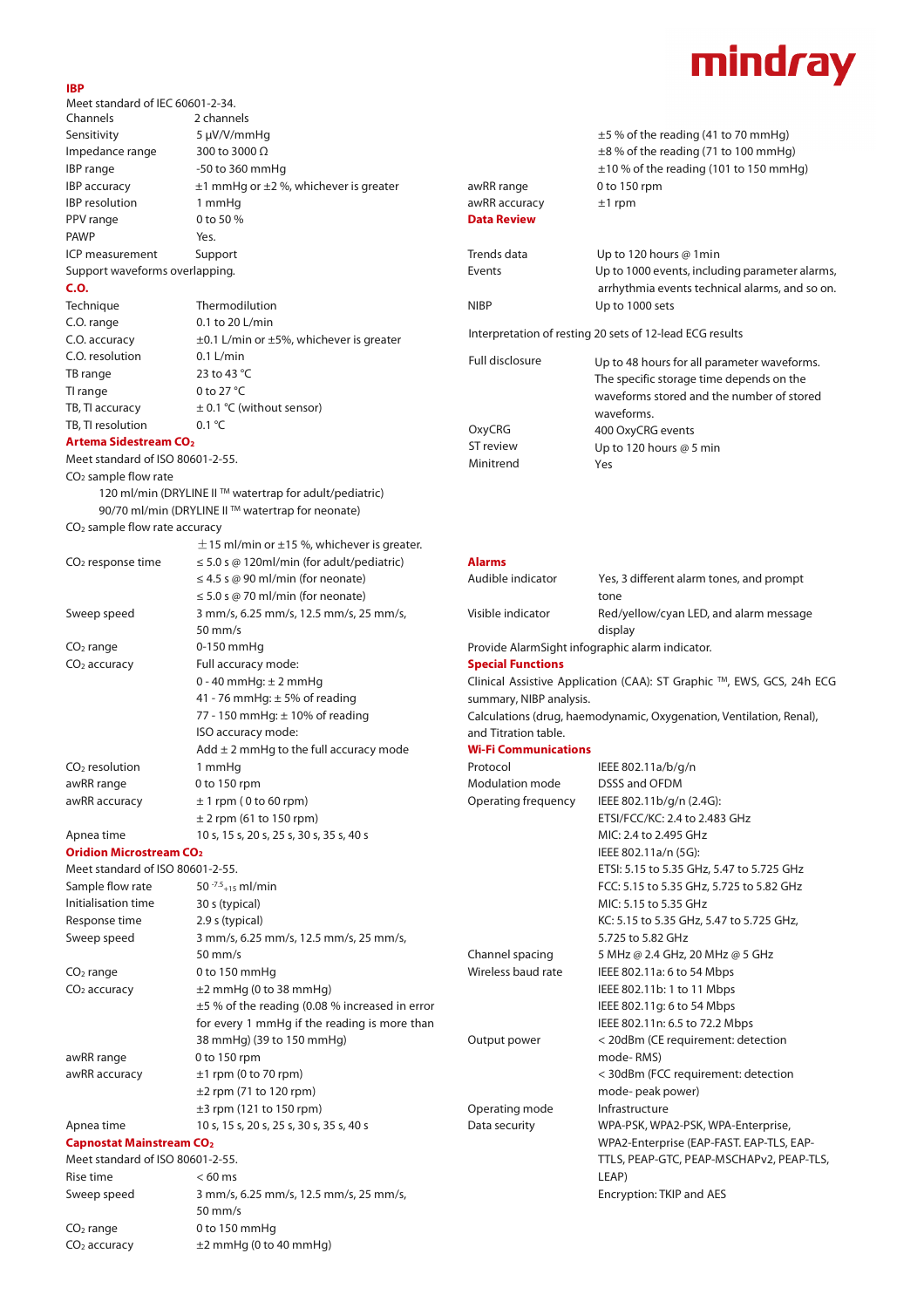## IBP

Meet standard of IEC 60601-2-34.

| | |
|---|---|
| Channels | 2 channels |
| Sensitivity | 5 μV/V/mmHg |
| Impedance range | 300 to 3000 Ω |
| IBP range | -50 to 360 mmHg |
| IBP accuracy | ±1 mmHg or ±2 %, whichever is greater |
| IBP resolution | 1 mmHg |
| PPV range | 0 to 50 % |
| PAWP | Yes. |
| ICP measurement | Support |

Support waveforms overlapping.

## C.O.

| | |
|---|---|
| Technique | Thermodilution |
| C.O. range | 0.1 to 20 L/min |
| C.O. accuracy | ±0.1 L/min or ±5%, whichever is greater |
| C.O. resolution | 0.1 L/min |
| TB range | 23 to 43 °C |
| TI range | 0 to 27 °C |
| TB, TI accuracy | ± 0.1 °C (without sensor) |
| TB, TI resolution | 0.1 °C |

## Artema Sidestream $CO_2$

Meet standard of ISO 80601-2-55.

$CO_2$ sample flow rate

120 ml/min (DRYLINE II ™ watertrap for adult/pediatric)

90/70 ml/min (DRYLINE II ™ watertrap for neonate)

$CO_2$ sample flow rate accuracy

±15 ml/min or ±15 %, whichever is greater.

| | |
|---|---|
| $CO_2$ response time | ≤ 5.0 s @ 120ml/min (for adult/pediatric)<br>≤ 4.5 s @ 90 ml/min (for neonate)<br>≤ 5.0 s @ 70 ml/min (for neonate) |
| Sweep speed | 3 mm/s, 6.25 mm/s, 12.5 mm/s, 25 mm/s, 50 mm/s |
| $CO_2$ range | 0-150 mmHg |
| $CO_2$ accuracy | Full accuracy mode:<br>0 - 40 mmHg: ± 2 mmHg<br>41 - 76 mmHg: ± 5% of reading<br>77 - 150 mmHg: ± 10% of reading<br>ISO accuracy mode:<br>Add ± 2 mmHg to the full accuracy mode |
| $CO_2$ resolution | 1 mmHg |
| awRR range | 0 to 150 rpm |
| awRR accuracy | ± 1 rpm ( 0 to 60 rpm)<br>± 2 rpm (61 to 150 rpm) |
| Apnea time | 10 s, 15 s, 20 s, 25 s, 30 s, 35 s, 40 s |

## Oridion Microstream $CO_2$

Meet standard of ISO 80601-2-55.

| | |
|---|---|
| Sample flow rate | $50^{-7.5}_{+15}$ ml/min |
| Initialisation time | 30 s (typical) |
| Response time | 2.9 s (typical) |
| Sweep speed | 3 mm/s, 6.25 mm/s, 12.5 mm/s, 25 mm/s, 50 mm/s |
| $CO_2$ range | 0 to 150 mmHg |
| $CO_2$ accuracy | ±2 mmHg (0 to 38 mmHg)<br>±5 % of the reading (0.08 % increased in error for every 1 mmHg if the reading is more than 38 mmHg) (39 to 150 mmHg) |
| awRR range | 0 to 150 rpm |
| awRR accuracy | ±1 rpm (0 to 70 rpm)<br>±2 rpm (71 to 120 rpm)<br>±3 rpm (121 to 150 rpm) |
| Apnea time | 10 s, 15 s, 20 s, 25 s, 30 s, 35 s, 40 s |

## Capnostat Mainstream $CO_2$

Meet standard of ISO 80601-2-55.

| | |
|---|---|
| Rise time | < 60 ms |
| Sweep speed | 3 mm/s, 6.25 mm/s, 12.5 mm/s, 25 mm/s, 50 mm/s |
| $CO_2$ range | 0 to 150 mmHg |
| $CO_2$ accuracy | ±2 mmHg (0 to 40 mmHg)<br>±5 % of the reading (41 to 70 mmHg)<br>±8 % of the reading (71 to 100 mmHg)<br>±10 % of the reading (101 to 150 mmHg) |
| awRR range | 0 to 150 rpm |
| awRR accuracy | ±1 rpm |

## Data Review

| | |
|---|---|
| Trends data | Up to 120 hours @ 1min |
| Events | Up to 1000 events, including parameter alarms, arrhythmia events technical alarms, and so on. |
| NIBP | Up to 1000 sets |

Interpretation of resting 20 sets of 12-lead ECG results

| | |
|---|---|
| Full disclosure | Up to 48 hours for all parameter waveforms. The specific storage time depends on the waveforms stored and the number of stored waveforms. |
| OxyCRG | 400 OxyCRG events |
| ST review | Up to 120 hours @ 5 min |
| Minitrend | Yes |

## Alarms

| | |
|---|---|
| Audible indicator | Yes, 3 different alarm tones, and prompt tone |
| Visible indicator | Red/yellow/cyan LED, and alarm message display |

Provide AlarmSight infographic alarm indicator.

## Special Functions

Clinical Assistive Application (CAA): ST Graphic ™, EWS, GCS, 24h ECG summary, NIBP analysis.

Calculations (drug, haemodynamic, Oxygenation, Ventilation, Renal), and Titration table.

## Wi-Fi Communications

| | |
|---|---|
| Protocol | IEEE 802.11a/b/g/n |
| Modulation mode | DSSS and OFDM |
| Operating frequency | IEEE 802.11b/g/n (2.4G):<br>ETSI/FCC/KC: 2.4 to 2.483 GHz<br>MIC: 2.4 to 2.495 GHz<br>IEEE 802.11a/n (5G):<br>ETSI: 5.15 to 5.35 GHz, 5.47 to 5.725 GHz<br>FCC: 5.15 to 5.35 GHz, 5.725 to 5.82 GHz<br>MIC: 5.15 to 5.35 GHz<br>KC: 5.15 to 5.35 GHz, 5.47 to 5.725 GHz, 5.725 to 5.82 GHz |
| Channel spacing | 5 MHz @ 2.4 GHz, 20 MHz @ 5 GHz |
| Wireless baud rate | IEEE 802.11a: 6 to 54 Mbps<br>IEEE 802.11b: 1 to 11 Mbps<br>IEEE 802.11g: 6 to 54 Mbps<br>IEEE 802.11n: 6.5 to 72.2 Mbps |
| Output power | < 20dBm (CE requirement: detection mode- RMS)<br>< 30dBm (FCC requirement: detection mode- peak power) |
| Operating mode | Infrastructure |
| Data security | WPA-PSK, WPA2-PSK, WPA-Enterprise, WPA2-Enterprise (EAP-FAST. EAP-TLS, EAP-TTLS, PEAP-GTC, PEAP-MSCHAPv2, PEAP-TLS, LEAP)<br>Encryption: TKIP and AES |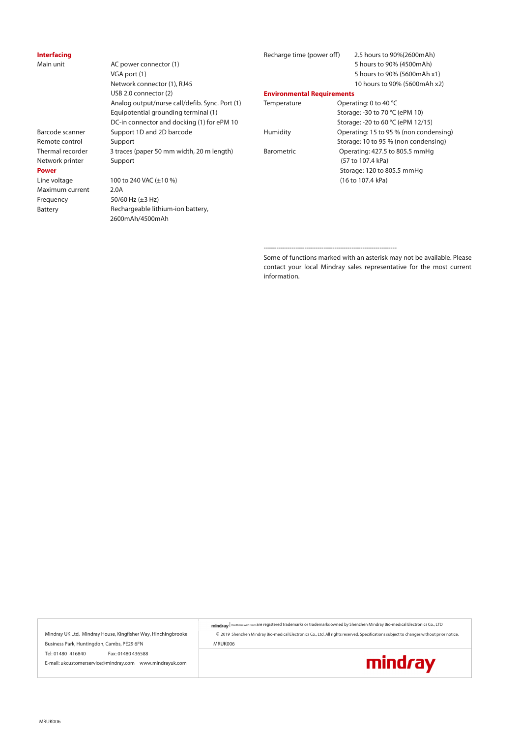## Interfacing

| | |
|---|---|
| Main unit | AC power connector (1) |
| | VGA port (1) |
| | Network connector (1), RJ45 |
| | USB 2.0 connector (2) |
| | Analog output/nurse call/defib. Sync. Port (1) |
| | Equipotential grounding terminal (1) |
| | DC-in connector and docking (1) for ePM 10 |
| Barcode scanner | Support 1D and 2D barcode |
| Remote control | Support |
| Thermal recorder | 3 traces (paper 50 mm width, 20 m length) |
| Network printer | Support |

## Power

| | |
|---|---|
| Line voltage | 100 to 240 VAC (±10 %) |
| Maximum current | 2.0A |
| Frequency | 50/60 Hz (±3 Hz) |
| Battery | Rechargeable lithium-ion battery, 2600mAh/4500mAh |
| Recharge time (power off) | 2.5 hours to 90%(2600mAh) |
| | 5 hours to 90% (4500mAh) |
| | 5 hours to 90% (5600mAh x1) |
| | 10 hours to 90% (5600mAh x2) |

## Environmental Requirements

| | |
|---|---|
| Temperature | Operating: 0 to 40 °C |
| | Storage: -30 to 70 °C (ePM 10) |
| | Storage: -20 to 60 °C (ePM 12/15) |
| Humidity | Operating: 15 to 95 % (non condensing) |
| | Storage: 10 to 95 % (non condensing) |
| Barometric | Operating: 427.5 to 805.5 mmHg (57 to 107.4 kPa) |
| | Storage: 120 to 805.5 mmHg (16 to 107.4 kPa) |

---

Some of functions marked with an asterisk may not be available. Please contact your local Mindray sales representative for the most current information.

Mindray UK Ltd, Mindray House, Kingfisher Way, Hinchingbrooke Business Park, Huntingdon, Cambs, PE29 6FN

Tel: 01480 416840 Fax: 01480 436588

E-mail: ukcustomerservice@mindray.com www.mindrayuk.com

mindray | Healthcare within reach are registered trademarks or trademarks owned by Shenzhen Mindray Bio-medical Electronics Co., LTD

© 2019 Shenzhen Mindray Bio-medical Electronics Co., Ltd. All rights reserved. Specifications subject to changes without prior notice.

MRUK006

mindray